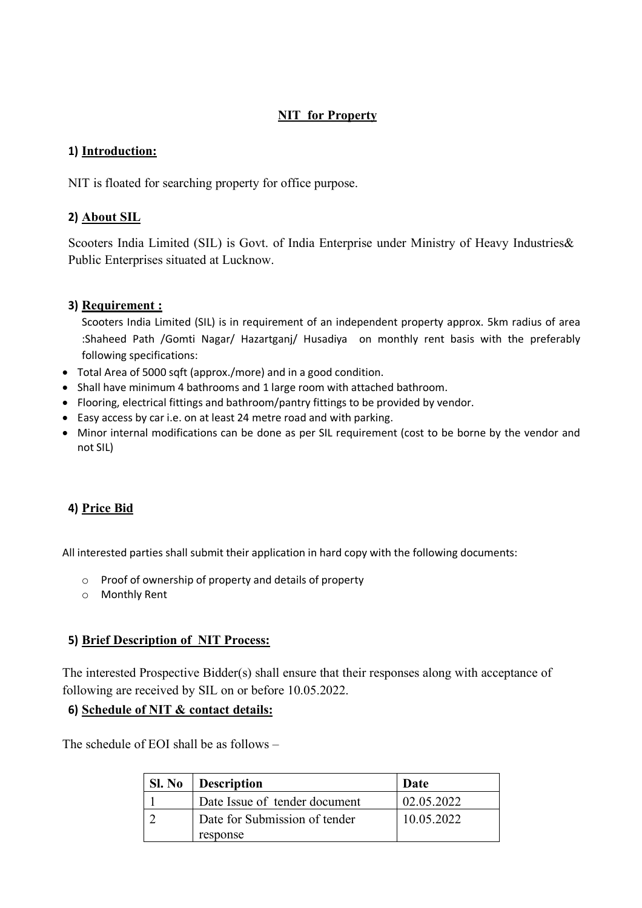## NIT for Property

### 1) Introduction:

NIT is floated for searching property for office purpose.

### 2) About SIL

Scooters India Limited (SIL) is Govt. of India Enterprise under Ministry of Heavy Industries& Public Enterprises situated at Lucknow.

### 3) Requirement :

Scooters India Limited (SIL) is in requirement of an independent property approx. 5km radius of area :Shaheed Path /Gomti Nagar/ Hazartganj/ Husadiya on monthly rent basis with the preferably following specifications:

- Total Area of 5000 sqft (approx./more) and in a good condition.
- Shall have minimum 4 bathrooms and 1 large room with attached bathroom.
- Flooring, electrical fittings and bathroom/pantry fittings to be provided by vendor.
- Easy access by car i.e. on at least 24 metre road and with parking.
- Minor internal modifications can be done as per SIL requirement (cost to be borne by the vendor and not SIL)

### 4) Price Bid

All interested parties shall submit their application in hard copy with the following documents:

- Proof of ownership of property and details of property
- Monthly Rent

### 5) Brief Description of NIT Process:

The interested Prospective Bidder(s) shall ensure that their responses along with acceptance of following are received by SIL on or before 10.05.2022.

### 6) Schedule of NIT & contact details:

The schedule of EOI shall be as follows –

| Sl. No | Description | Date |
|---|---|---|
| 1 | Date Issue of tender document | 02.05.2022 |
| 2 | Date for Submission of tender response | 10.05.2022 |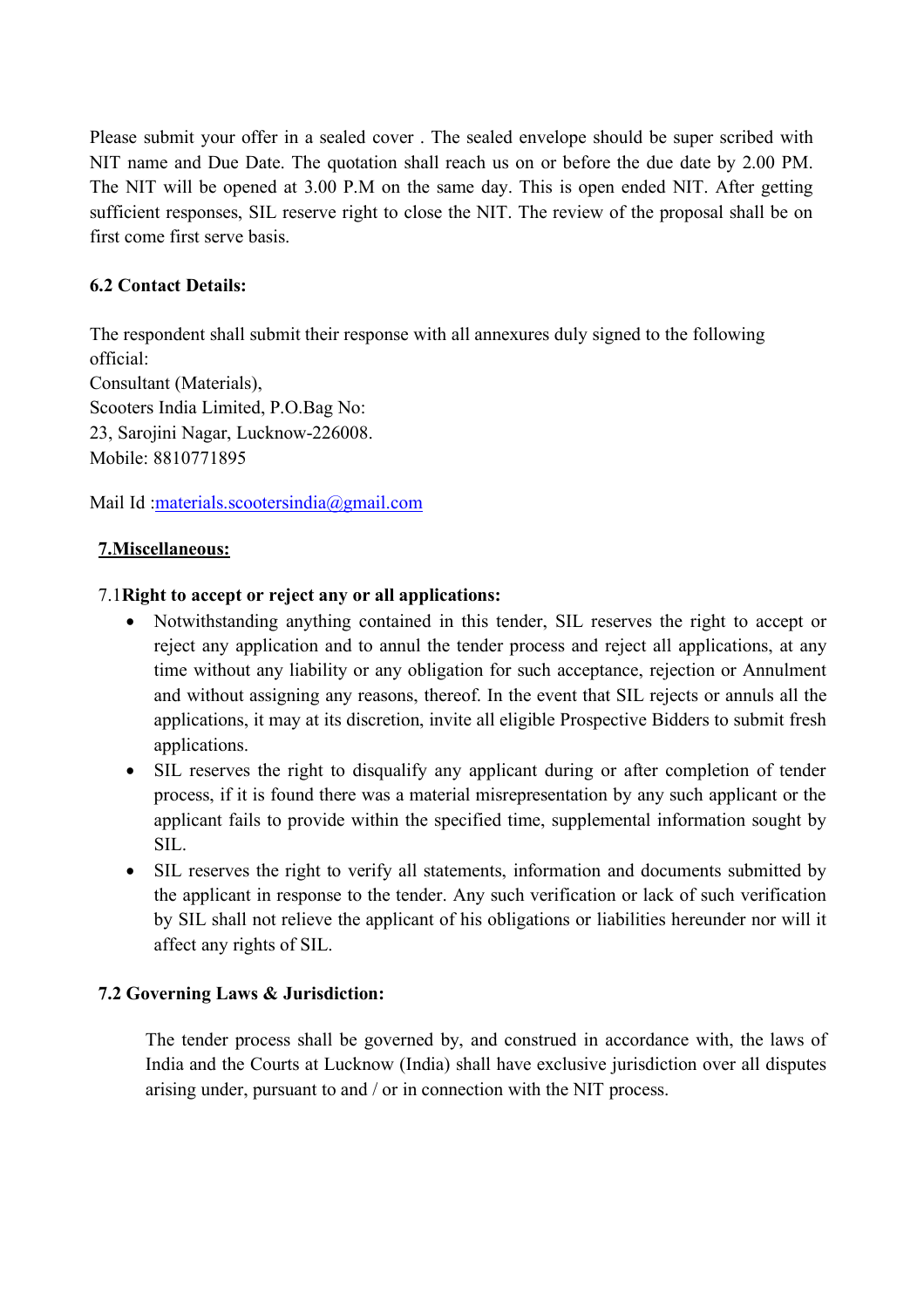Please submit your offer in a sealed cover . The sealed envelope should be super scribed with NIT name and Due Date. The quotation shall reach us on or before the due date by 2.00 PM. The NIT will be opened at 3.00 P.M on the same day. This is open ended NIT. After getting sufficient responses, SIL reserve right to close the NIT. The review of the proposal shall be on first come first serve basis.

**6.2 Contact Details:**

The respondent shall submit their response with all annexures duly signed to the following official:
Consultant (Materials),
Scooters India Limited, P.O.Bag No:
23, Sarojini Nagar, Lucknow-226008.
Mobile: 8810771895

Mail Id :materials.scootersindia@gmail.com

**7.Miscellaneous:**

7.1**Right to accept or reject any or all applications:**

- Notwithstanding anything contained in this tender, SIL reserves the right to accept or reject any application and to annul the tender process and reject all applications, at any time without any liability or any obligation for such acceptance, rejection or Annulment and without assigning any reasons, thereof. In the event that SIL rejects or annuls all the applications, it may at its discretion, invite all eligible Prospective Bidders to submit fresh applications.
- SIL reserves the right to disqualify any applicant during or after completion of tender process, if it is found there was a material misrepresentation by any such applicant or the applicant fails to provide within the specified time, supplemental information sought by SIL.
- SIL reserves the right to verify all statements, information and documents submitted by the applicant in response to the tender. Any such verification or lack of such verification by SIL shall not relieve the applicant of his obligations or liabilities hereunder nor will it affect any rights of SIL.

**7.2 Governing Laws & Jurisdiction:**

The tender process shall be governed by, and construed in accordance with, the laws of India and the Courts at Lucknow (India) shall have exclusive jurisdiction over all disputes arising under, pursuant to and / or in connection with the NIT process.